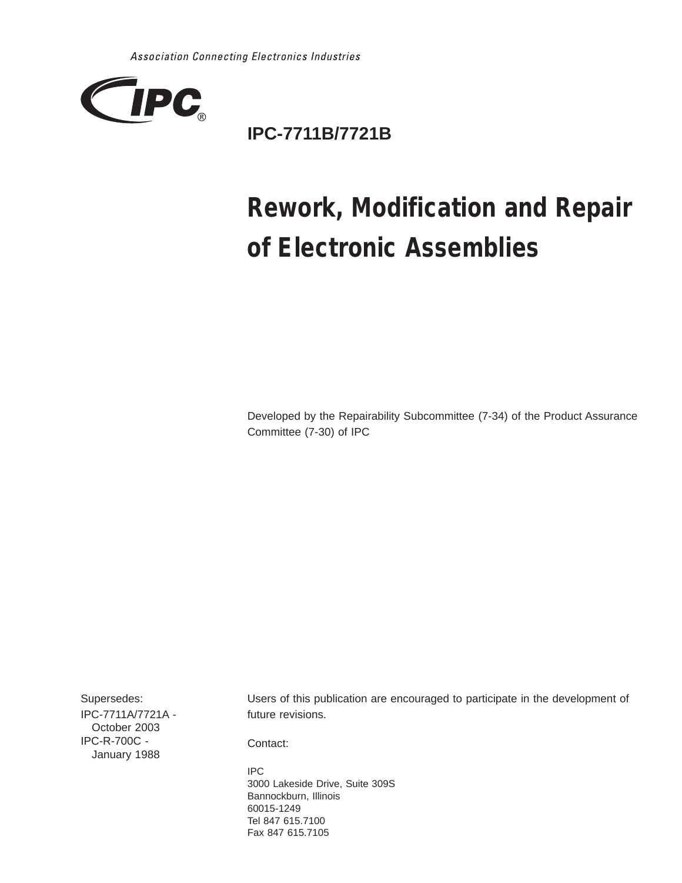*Association Connecting Electronics Industries*

IPC®

## IPC-7711B/7721B

# Rework, Modification and Repair of Electronic Assemblies

Developed by the Repairability Subcommittee (7-34) of the Product Assurance Committee (7-30) of IPC

Supersedes:

IPC-7711A/7721A - October 2003

IPC-R-700C - January 1988

Users of this publication are encouraged to participate in the development of future revisions.

Contact:

IPC
3000 Lakeside Drive, Suite 309S
Bannockburn, Illinois
60015-1249
Tel 847 615.7100
Fax 847 615.7105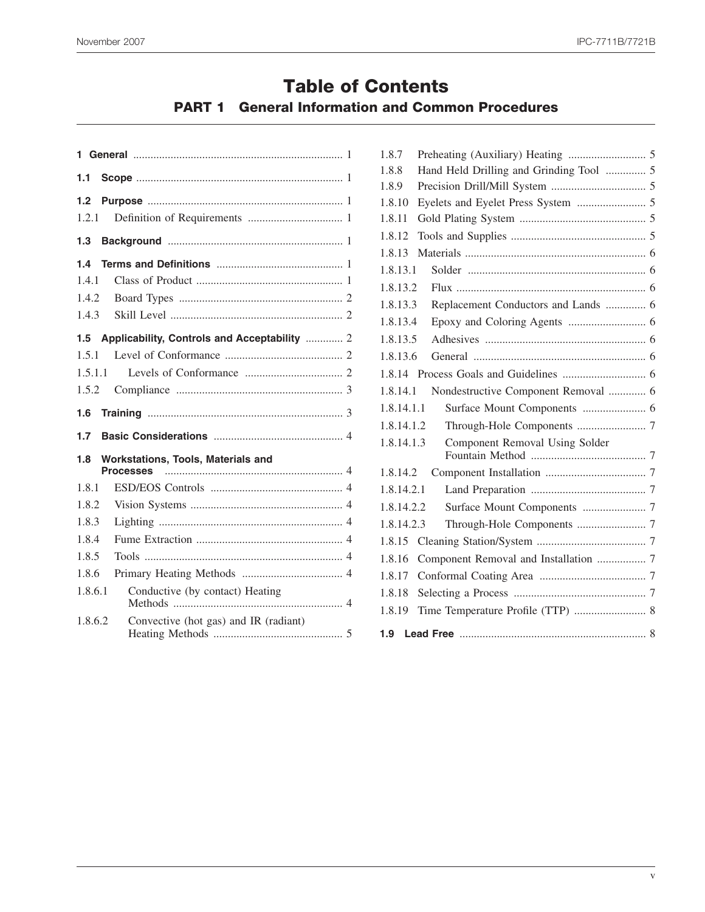# Table of Contents

## PART 1 General Information and Common Procedures

**1 General** ........ 1

**1.1 Scope** ........ 1

**1.2 Purpose** ........ 1

1.2.1 Definition of Requirements ........ 1

**1.3 Background** ........ 1

**1.4 Terms and Definitions** ........ 1

1.4.1 Class of Product ........ 1

1.4.2 Board Types ........ 2

1.4.3 Skill Level ........ 2

**1.5 Applicability, Controls and Acceptability** ........ 2

1.5.1 Level of Conformance ........ 2

1.5.1.1 Levels of Conformance ........ 2

1.5.2 Compliance ........ 3

**1.6 Training** ........ 3

**1.7 Basic Considerations** ........ 4

**1.8 Workstations, Tools, Materials and Processes** ........ 4

1.8.1 ESD/EOS Controls ........ 4

1.8.2 Vision Systems ........ 4

1.8.3 Lighting ........ 4

1.8.4 Fume Extraction ........ 4

1.8.5 Tools ........ 4

1.8.6 Primary Heating Methods ........ 4

1.8.6.1 Conductive (by contact) Heating Methods ........ 4

1.8.6.2 Convective (hot gas) and IR (radiant) Heating Methods ........ 5

1.8.7 Preheating (Auxiliary) Heating ........ 5

1.8.8 Hand Held Drilling and Grinding Tool ........ 5

1.8.9 Precision Drill/Mill System ........ 5

1.8.10 Eyelets and Eyelet Press System ........ 5

1.8.11 Gold Plating System ........ 5

1.8.12 Tools and Supplies ........ 5

1.8.13 Materials ........ 6

1.8.13.1 Solder ........ 6

1.8.13.2 Flux ........ 6

1.8.13.3 Replacement Conductors and Lands ........ 6

1.8.13.4 Epoxy and Coloring Agents ........ 6

1.8.13.5 Adhesives ........ 6

1.8.13.6 General ........ 6

1.8.14 Process Goals and Guidelines ........ 6

1.8.14.1 Nondestructive Component Removal ........ 6

1.8.14.1.1 Surface Mount Components ........ 6

1.8.14.1.2 Through-Hole Components ........ 7

1.8.14.1.3 Component Removal Using Solder Fountain Method ........ 7

1.8.14.2 Component Installation ........ 7

1.8.14.2.1 Land Preparation ........ 7

1.8.14.2.2 Surface Mount Components ........ 7

1.8.14.2.3 Through-Hole Components ........ 7

1.8.15 Cleaning Station/System ........ 7

1.8.16 Component Removal and Installation ........ 7

1.8.17 Conformal Coating Area ........ 7

1.8.18 Selecting a Process ........ 7

1.8.19 Time Temperature Profile (TTP) ........ 8

**1.9 Lead Free** ........ 8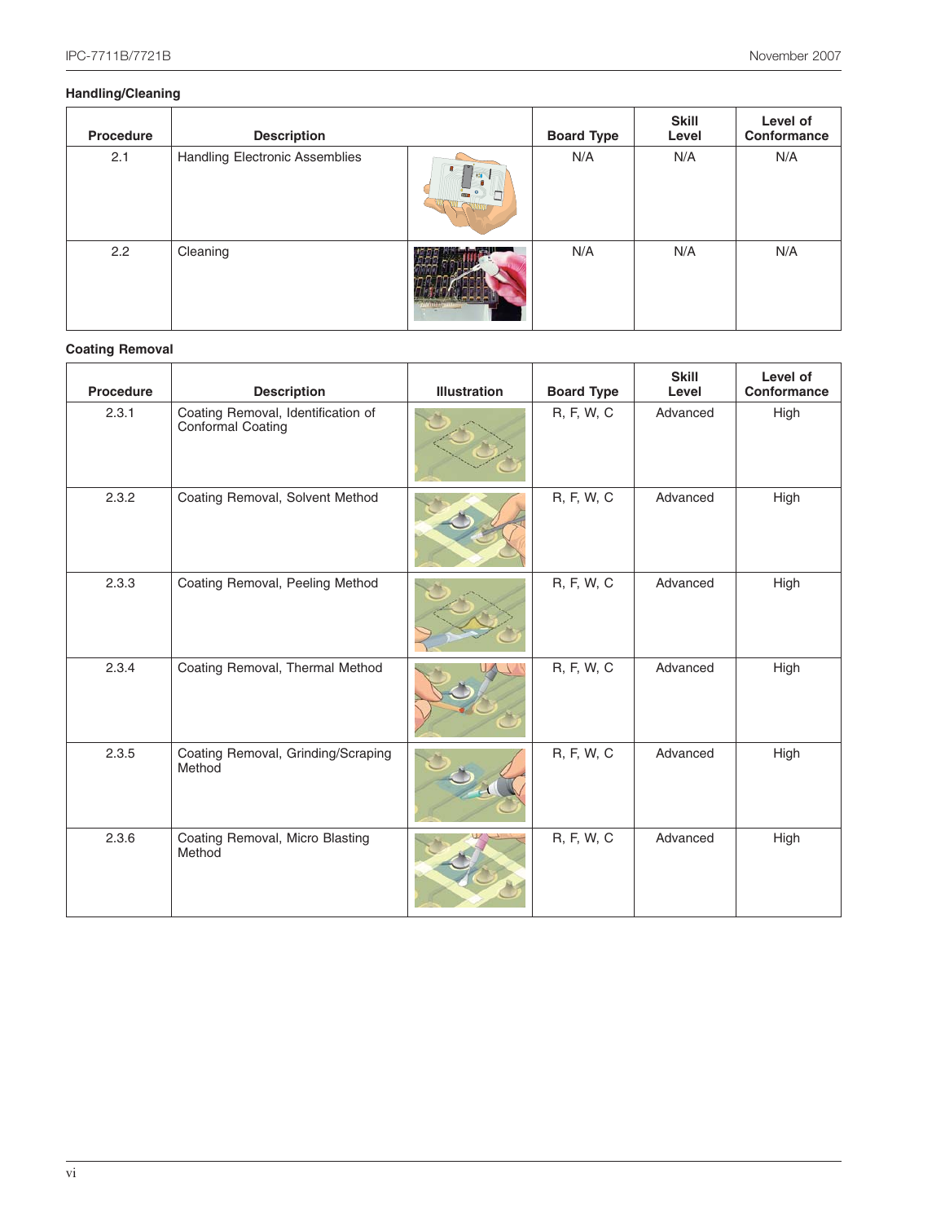### Handling/Cleaning

| Procedure | Description | | Board Type | Skill Level | Level of Conformance |
|---|---|---|---|---|---|
| 2.1 | Handling Electronic Assemblies | | N/A | N/A | N/A |
| 2.2 | Cleaning | | N/A | N/A | N/A |

### Coating Removal

| Procedure | Description | Illustration | Board Type | Skill Level | Level of Conformance |
|---|---|---|---|---|---|
| 2.3.1 | Coating Removal, Identification of Conformal Coating | | R, F, W, C | Advanced | High |
| 2.3.2 | Coating Removal, Solvent Method | | R, F, W, C | Advanced | High |
| 2.3.3 | Coating Removal, Peeling Method | | R, F, W, C | Advanced | High |
| 2.3.4 | Coating Removal, Thermal Method | | R, F, W, C | Advanced | High |
| 2.3.5 | Coating Removal, Grinding/Scraping Method | | R, F, W, C | Advanced | High |
| 2.3.6 | Coating Removal, Micro Blasting Method | | R, F, W, C | Advanced | High |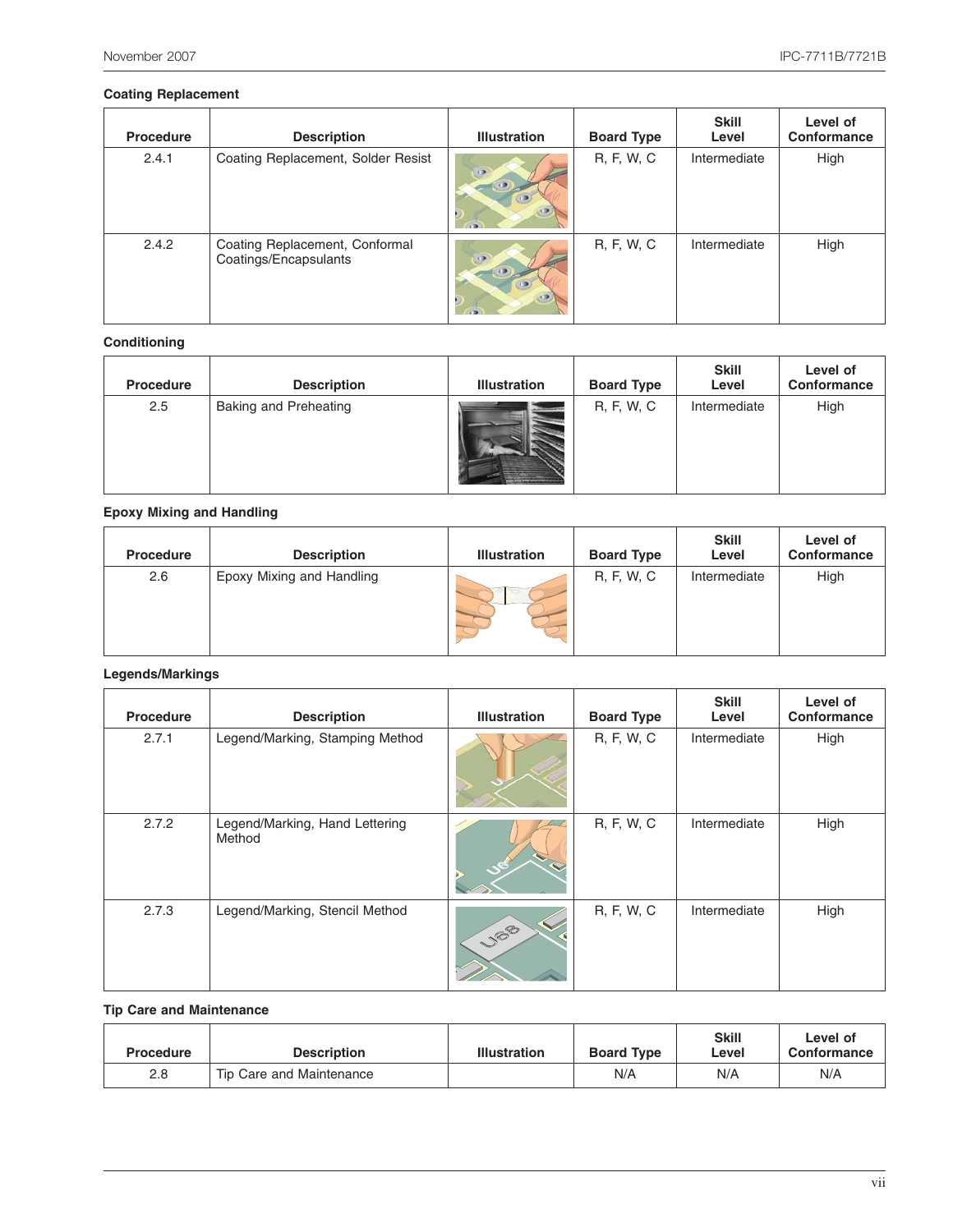## Coating Replacement

| Procedure | Description | Illustration | Board Type | Skill Level | Level of Conformance |
|---|---|---|---|---|---|
| 2.4.1 | Coating Replacement, Solder Resist | | R, F, W, C | Intermediate | High |
| 2.4.2 | Coating Replacement, Conformal Coatings/Encapsulants | | R, F, W, C | Intermediate | High |

## Conditioning

| Procedure | Description | Illustration | Board Type | Skill Level | Level of Conformance |
|---|---|---|---|---|---|
| 2.5 | Baking and Preheating | | R, F, W, C | Intermediate | High |

## Epoxy Mixing and Handling

| Procedure | Description | Illustration | Board Type | Skill Level | Level of Conformance |
|---|---|---|---|---|---|
| 2.6 | Epoxy Mixing and Handling | | R, F, W, C | Intermediate | High |

## Legends/Markings

| Procedure | Description | Illustration | Board Type | Skill Level | Level of Conformance |
|---|---|---|---|---|---|
| 2.7.1 | Legend/Marking, Stamping Method | | R, F, W, C | Intermediate | High |
| 2.7.2 | Legend/Marking, Hand Lettering Method | | R, F, W, C | Intermediate | High |
| 2.7.3 | Legend/Marking, Stencil Method | | R, F, W, C | Intermediate | High |

## Tip Care and Maintenance

| Procedure | Description | Illustration | Board Type | Skill Level | Level of Conformance |
|---|---|---|---|---|---|
| 2.8 | Tip Care and Maintenance | | N/A | N/A | N/A |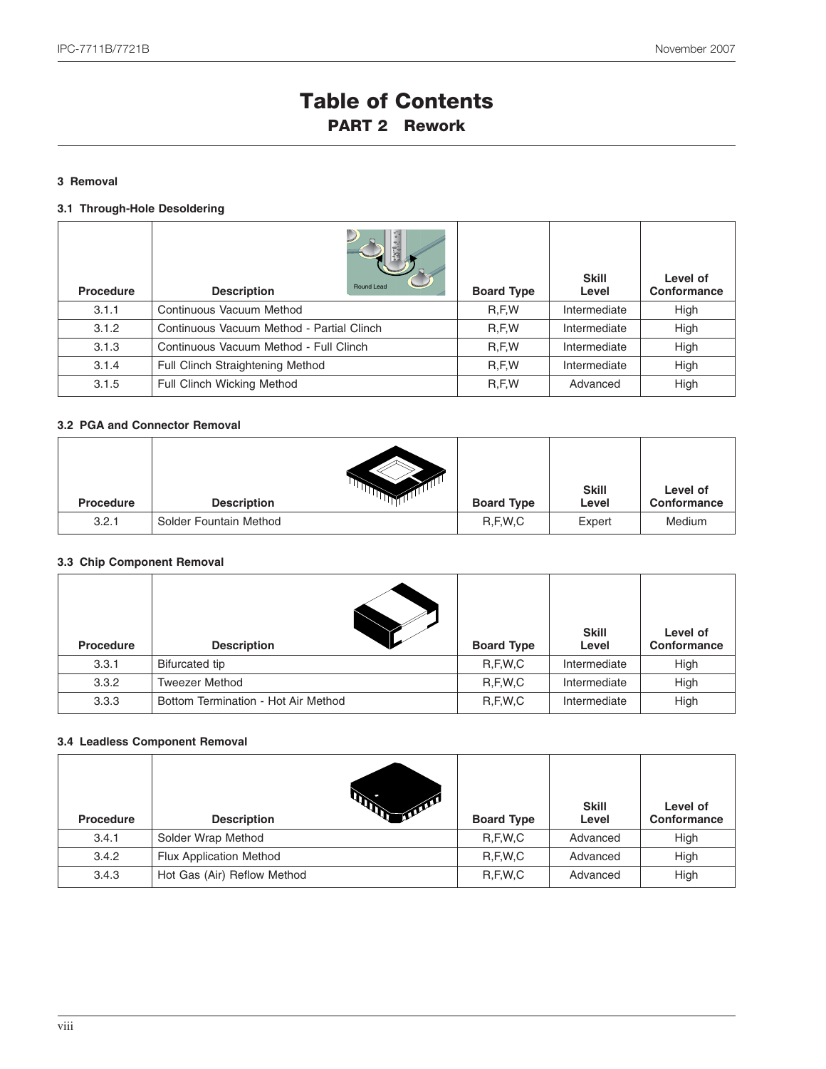# Table of Contents
## PART 2 Rework

### 3 Removal

#### 3.1 Through-Hole Desoldering

| Procedure | Description | Board Type | Skill Level | Level of Conformance |
|---|---|---|---|---|
| 3.1.1 | Continuous Vacuum Method | R,F,W | Intermediate | High |
| 3.1.2 | Continuous Vacuum Method - Partial Clinch | R,F,W | Intermediate | High |
| 3.1.3 | Continuous Vacuum Method - Full Clinch | R,F,W | Intermediate | High |
| 3.1.4 | Full Clinch Straightening Method | R,F,W | Intermediate | High |
| 3.1.5 | Full Clinch Wicking Method | R,F,W | Advanced | High |

#### 3.2 PGA and Connector Removal

| Procedure | Description | Board Type | Skill Level | Level of Conformance |
|---|---|---|---|---|
| 3.2.1 | Solder Fountain Method | R,F,W,C | Expert | Medium |

#### 3.3 Chip Component Removal

| Procedure | Description | Board Type | Skill Level | Level of Conformance |
|---|---|---|---|---|
| 3.3.1 | Bifurcated tip | R,F,W,C | Intermediate | High |
| 3.3.2 | Tweezer Method | R,F,W,C | Intermediate | High |
| 3.3.3 | Bottom Termination - Hot Air Method | R,F,W,C | Intermediate | High |

#### 3.4 Leadless Component Removal

| Procedure | Description | Board Type | Skill Level | Level of Conformance |
|---|---|---|---|---|
| 3.4.1 | Solder Wrap Method | R,F,W,C | Advanced | High |
| 3.4.2 | Flux Application Method | R,F,W,C | Advanced | High |
| 3.4.3 | Hot Gas (Air) Reflow Method | R,F,W,C | Advanced | High |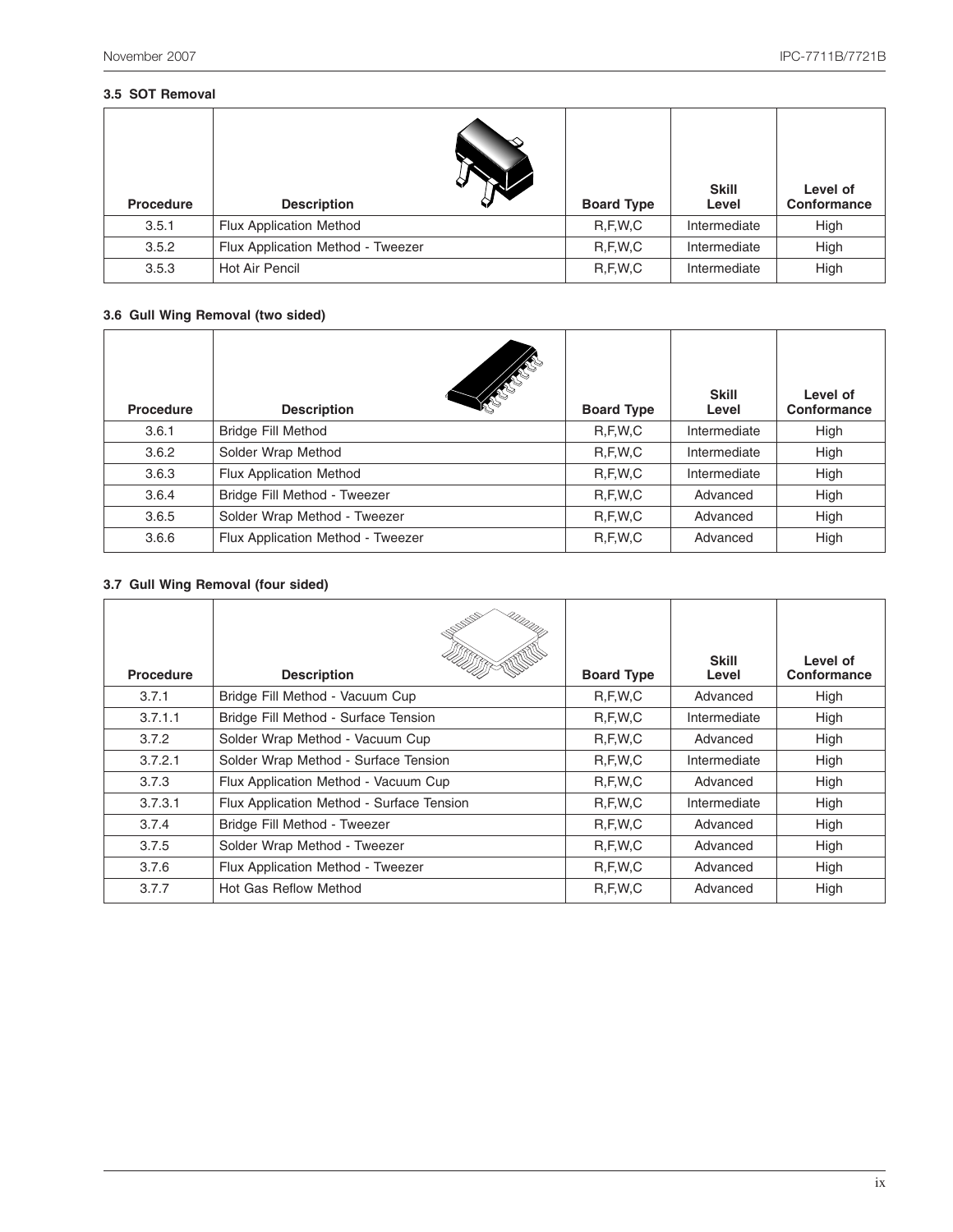### 3.5 SOT Removal

| Procedure | Description | Board Type | Skill Level | Level of Conformance |
|---|---|---|---|---|
| 3.5.1 | Flux Application Method | R,F,W,C | Intermediate | High |
| 3.5.2 | Flux Application Method - Tweezer | R,F,W,C | Intermediate | High |
| 3.5.3 | Hot Air Pencil | R,F,W,C | Intermediate | High |

### 3.6 Gull Wing Removal (two sided)

| Procedure | Description | Board Type | Skill Level | Level of Conformance |
|---|---|---|---|---|
| 3.6.1 | Bridge Fill Method | R,F,W,C | Intermediate | High |
| 3.6.2 | Solder Wrap Method | R,F,W,C | Intermediate | High |
| 3.6.3 | Flux Application Method | R,F,W,C | Intermediate | High |
| 3.6.4 | Bridge Fill Method - Tweezer | R,F,W,C | Advanced | High |
| 3.6.5 | Solder Wrap Method - Tweezer | R,F,W,C | Advanced | High |
| 3.6.6 | Flux Application Method - Tweezer | R,F,W,C | Advanced | High |

### 3.7 Gull Wing Removal (four sided)

| Procedure | Description | Board Type | Skill Level | Level of Conformance |
|---|---|---|---|---|
| 3.7.1 | Bridge Fill Method - Vacuum Cup | R,F,W,C | Advanced | High |
| 3.7.1.1 | Bridge Fill Method - Surface Tension | R,F,W,C | Intermediate | High |
| 3.7.2 | Solder Wrap Method - Vacuum Cup | R,F,W,C | Advanced | High |
| 3.7.2.1 | Solder Wrap Method - Surface Tension | R,F,W,C | Intermediate | High |
| 3.7.3 | Flux Application Method - Vacuum Cup | R,F,W,C | Advanced | High |
| 3.7.3.1 | Flux Application Method - Surface Tension | R,F,W,C | Intermediate | High |
| 3.7.4 | Bridge Fill Method - Tweezer | R,F,W,C | Advanced | High |
| 3.7.5 | Solder Wrap Method - Tweezer | R,F,W,C | Advanced | High |
| 3.7.6 | Flux Application Method - Tweezer | R,F,W,C | Advanced | High |
| 3.7.7 | Hot Gas Reflow Method | R,F,W,C | Advanced | High |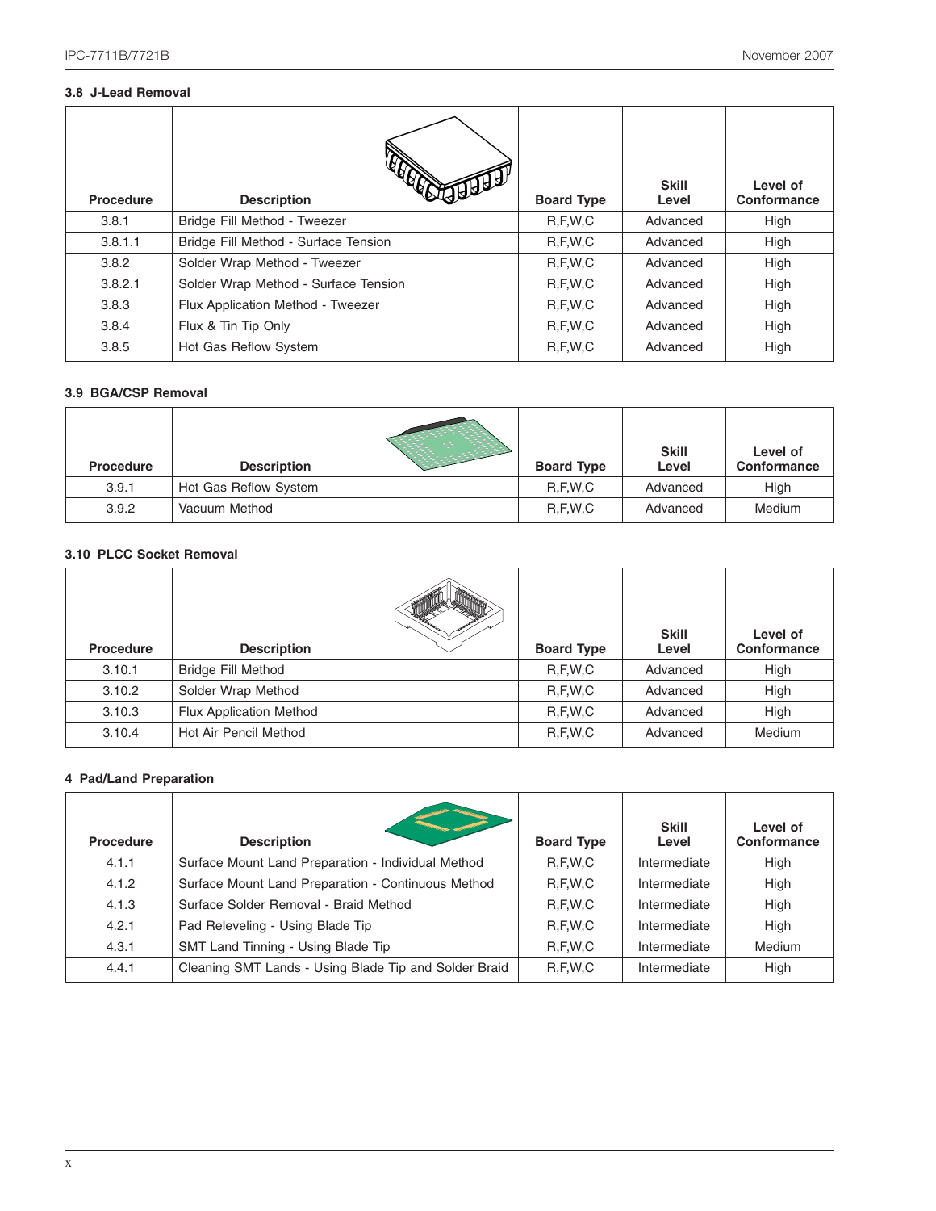### 3.8 J-Lead Removal

| Procedure | Description | Board Type | Skill Level | Level of Conformance |
|---|---|---|---|---|
| 3.8.1 | Bridge Fill Method - Tweezer | R,F,W,C | Advanced | High |
| 3.8.1.1 | Bridge Fill Method - Surface Tension | R,F,W,C | Advanced | High |
| 3.8.2 | Solder Wrap Method - Tweezer | R,F,W,C | Advanced | High |
| 3.8.2.1 | Solder Wrap Method - Surface Tension | R,F,W,C | Advanced | High |
| 3.8.3 | Flux Application Method - Tweezer | R,F,W,C | Advanced | High |
| 3.8.4 | Flux & Tin Tip Only | R,F,W,C | Advanced | High |
| 3.8.5 | Hot Gas Reflow System | R,F,W,C | Advanced | High |

### 3.9 BGA/CSP Removal

| Procedure | Description | Board Type | Skill Level | Level of Conformance |
|---|---|---|---|---|
| 3.9.1 | Hot Gas Reflow System | R,F,W,C | Advanced | High |
| 3.9.2 | Vacuum Method | R,F,W,C | Advanced | Medium |

### 3.10 PLCC Socket Removal

| Procedure | Description | Board Type | Skill Level | Level of Conformance |
|---|---|---|---|---|
| 3.10.1 | Bridge Fill Method | R,F,W,C | Advanced | High |
| 3.10.2 | Solder Wrap Method | R,F,W,C | Advanced | High |
| 3.10.3 | Flux Application Method | R,F,W,C | Advanced | High |
| 3.10.4 | Hot Air Pencil Method | R,F,W,C | Advanced | Medium |

### 4 Pad/Land Preparation

| Procedure | Description | Board Type | Skill Level | Level of Conformance |
|---|---|---|---|---|
| 4.1.1 | Surface Mount Land Preparation - Individual Method | R,F,W,C | Intermediate | High |
| 4.1.2 | Surface Mount Land Preparation - Continuous Method | R,F,W,C | Intermediate | High |
| 4.1.3 | Surface Solder Removal - Braid Method | R,F,W,C | Intermediate | High |
| 4.2.1 | Pad Releveling - Using Blade Tip | R,F,W,C | Intermediate | High |
| 4.3.1 | SMT Land Tinning - Using Blade Tip | R,F,W,C | Intermediate | Medium |
| 4.4.1 | Cleaning SMT Lands - Using Blade Tip and Solder Braid | R,F,W,C | Intermediate | High |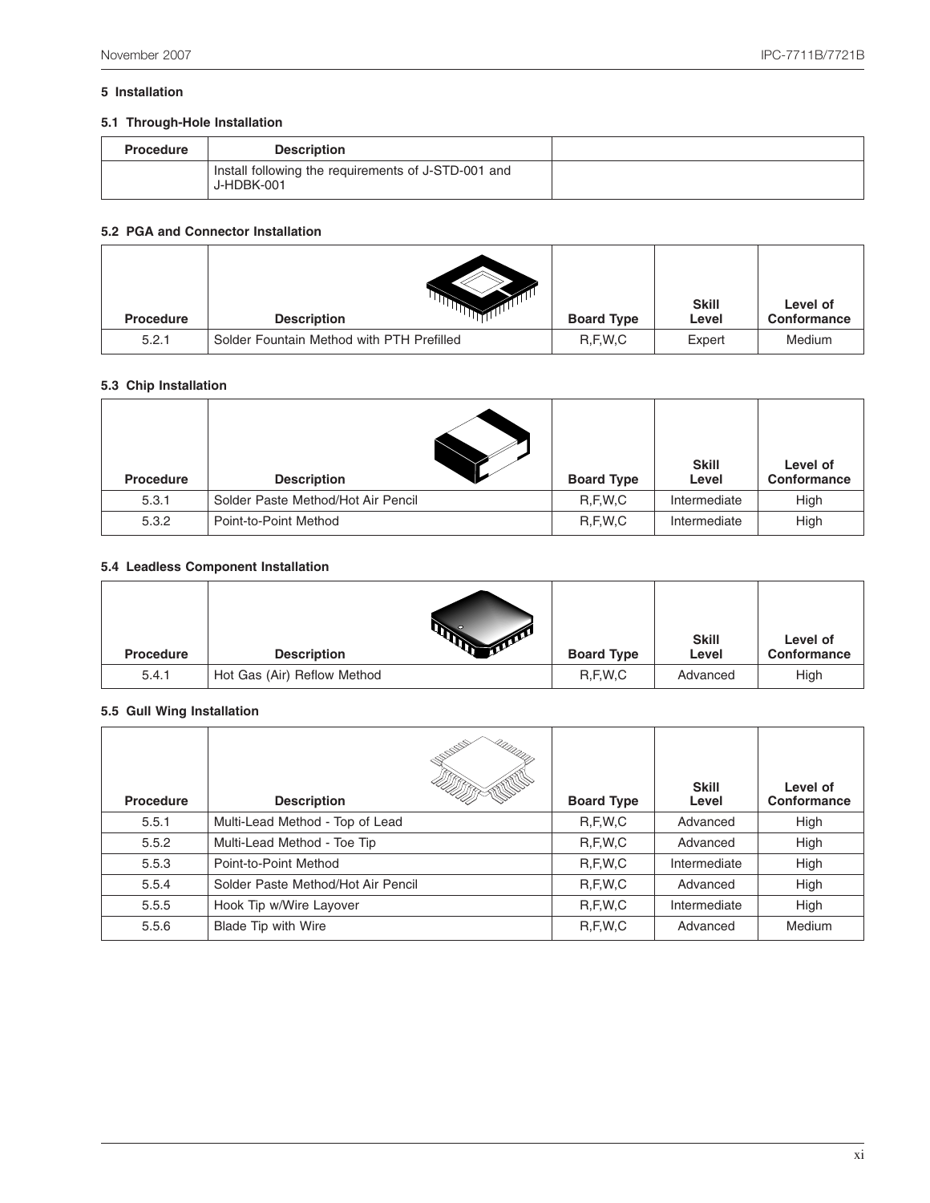## 5 Installation

### 5.1 Through-Hole Installation

| Procedure | Description | |
|---|---|---|
| | Install following the requirements of J-STD-001 and J-HDBK-001 | |

### 5.2 PGA and Connector Installation

| Procedure | Description | Board Type | Skill Level | Level of Conformance |
|---|---|---|---|---|
| 5.2.1 | Solder Fountain Method with PTH Prefilled | R,F,W,C | Expert | Medium |

### 5.3 Chip Installation

| Procedure | Description | Board Type | Skill Level | Level of Conformance |
|---|---|---|---|---|
| 5.3.1 | Solder Paste Method/Hot Air Pencil | R,F,W,C | Intermediate | High |
| 5.3.2 | Point-to-Point Method | R,F,W,C | Intermediate | High |

### 5.4 Leadless Component Installation

| Procedure | Description | Board Type | Skill Level | Level of Conformance |
|---|---|---|---|---|
| 5.4.1 | Hot Gas (Air) Reflow Method | R,F,W,C | Advanced | High |

### 5.5 Gull Wing Installation

| Procedure | Description | Board Type | Skill Level | Level of Conformance |
|---|---|---|---|---|
| 5.5.1 | Multi-Lead Method - Top of Lead | R,F,W,C | Advanced | High |
| 5.5.2 | Multi-Lead Method - Toe Tip | R,F,W,C | Advanced | High |
| 5.5.3 | Point-to-Point Method | R,F,W,C | Intermediate | High |
| 5.5.4 | Solder Paste Method/Hot Air Pencil | R,F,W,C | Advanced | High |
| 5.5.5 | Hook Tip w/Wire Layover | R,F,W,C | Intermediate | High |
| 5.5.6 | Blade Tip with Wire | R,F,W,C | Advanced | Medium |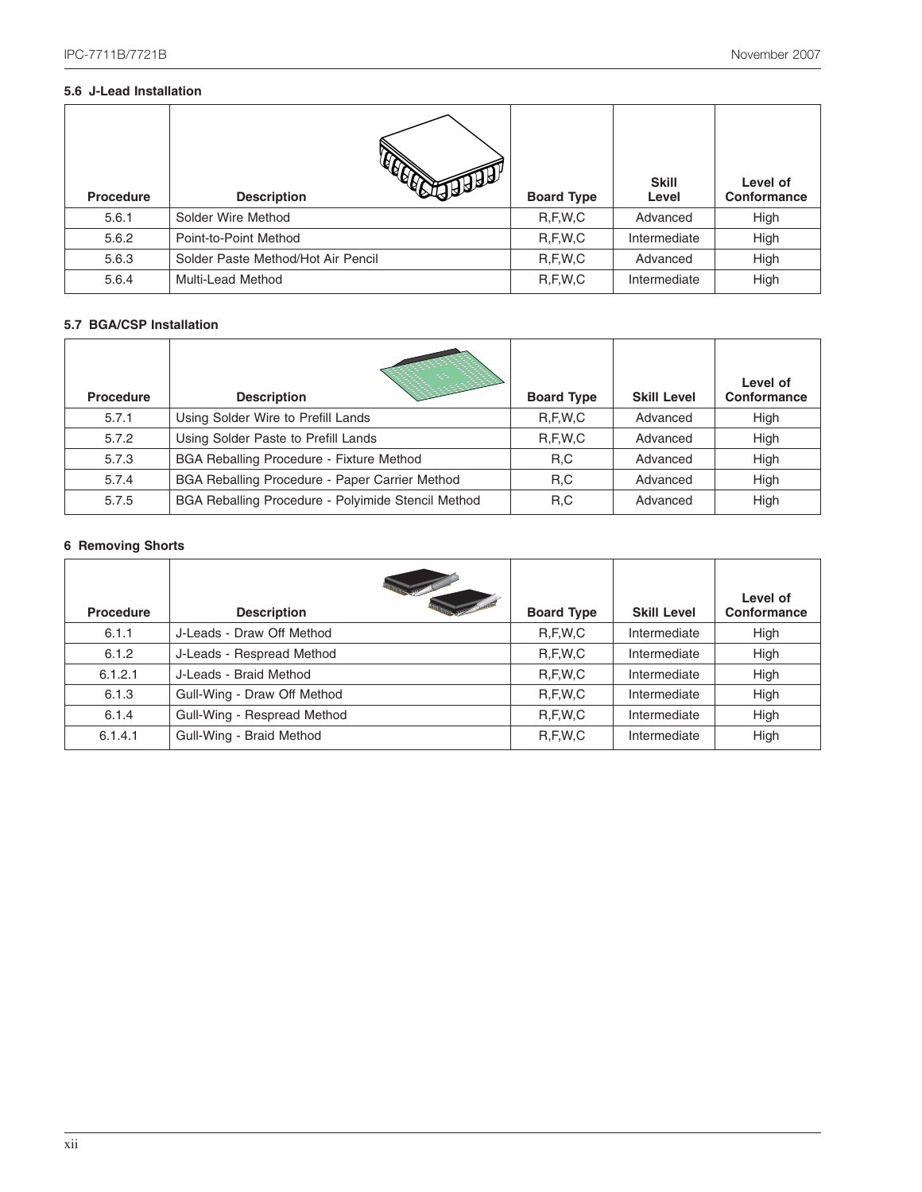### 5.6 J-Lead Installation

| Procedure | Description | Board Type | Skill Level | Level of Conformance |
|---|---|---|---|---|
| 5.6.1 | Solder Wire Method | R,F,W,C | Advanced | High |
| 5.6.2 | Point-to-Point Method | R,F,W,C | Intermediate | High |
| 5.6.3 | Solder Paste Method/Hot Air Pencil | R,F,W,C | Advanced | High |
| 5.6.4 | Multi-Lead Method | R,F,W,C | Intermediate | High |

### 5.7 BGA/CSP Installation

| Procedure | Description | Board Type | Skill Level | Level of Conformance |
|---|---|---|---|---|
| 5.7.1 | Using Solder Wire to Prefill Lands | R,F,W,C | Advanced | High |
| 5.7.2 | Using Solder Paste to Prefill Lands | R,F,W,C | Advanced | High |
| 5.7.3 | BGA Reballing Procedure - Fixture Method | R,C | Advanced | High |
| 5.7.4 | BGA Reballing Procedure - Paper Carrier Method | R,C | Advanced | High |
| 5.7.5 | BGA Reballing Procedure - Polyimide Stencil Method | R,C | Advanced | High |

## 6 Removing Shorts

| Procedure | Description | Board Type | Skill Level | Level of Conformance |
|---|---|---|---|---|
| 6.1.1 | J-Leads - Draw Off Method | R,F,W,C | Intermediate | High |
| 6.1.2 | J-Leads - Respread Method | R,F,W,C | Intermediate | High |
| 6.1.2.1 | J-Leads - Braid Method | R,F,W,C | Intermediate | High |
| 6.1.3 | Gull-Wing - Draw Off Method | R,F,W,C | Intermediate | High |
| 6.1.4 | Gull-Wing - Respread Method | R,F,W,C | Intermediate | High |
| 6.1.4.1 | Gull-Wing - Braid Method | R,F,W,C | Intermediate | High |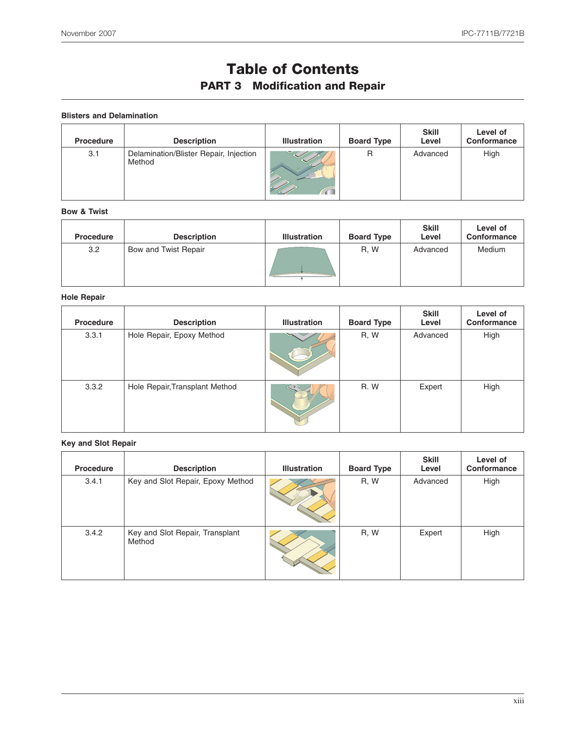# Table of Contents

## PART 3 Modification and Repair

### Blisters and Delamination

| Procedure | Description | Illustration | Board Type | Skill Level | Level of Conformance |
|---|---|---|---|---|---|
| 3.1 | Delamination/Blister Repair, Injection Method | | R | Advanced | High |

### Bow & Twist

| Procedure | Description | Illustration | Board Type | Skill Level | Level of Conformance |
|---|---|---|---|---|---|
| 3.2 | Bow and Twist Repair | | R, W | Advanced | Medium |

### Hole Repair

| Procedure | Description | Illustration | Board Type | Skill Level | Level of Conformance |
|---|---|---|---|---|---|
| 3.3.1 | Hole Repair, Epoxy Method | | R, W | Advanced | High |
| 3.3.2 | Hole Repair,Transplant Method | | R. W | Expert | High |

### Key and Slot Repair

| Procedure | Description | Illustration | Board Type | Skill Level | Level of Conformance |
|---|---|---|---|---|---|
| 3.4.1 | Key and Slot Repair, Epoxy Method | | R, W | Advanced | High |
| 3.4.2 | Key and Slot Repair, Transplant Method | | R, W | Expert | High |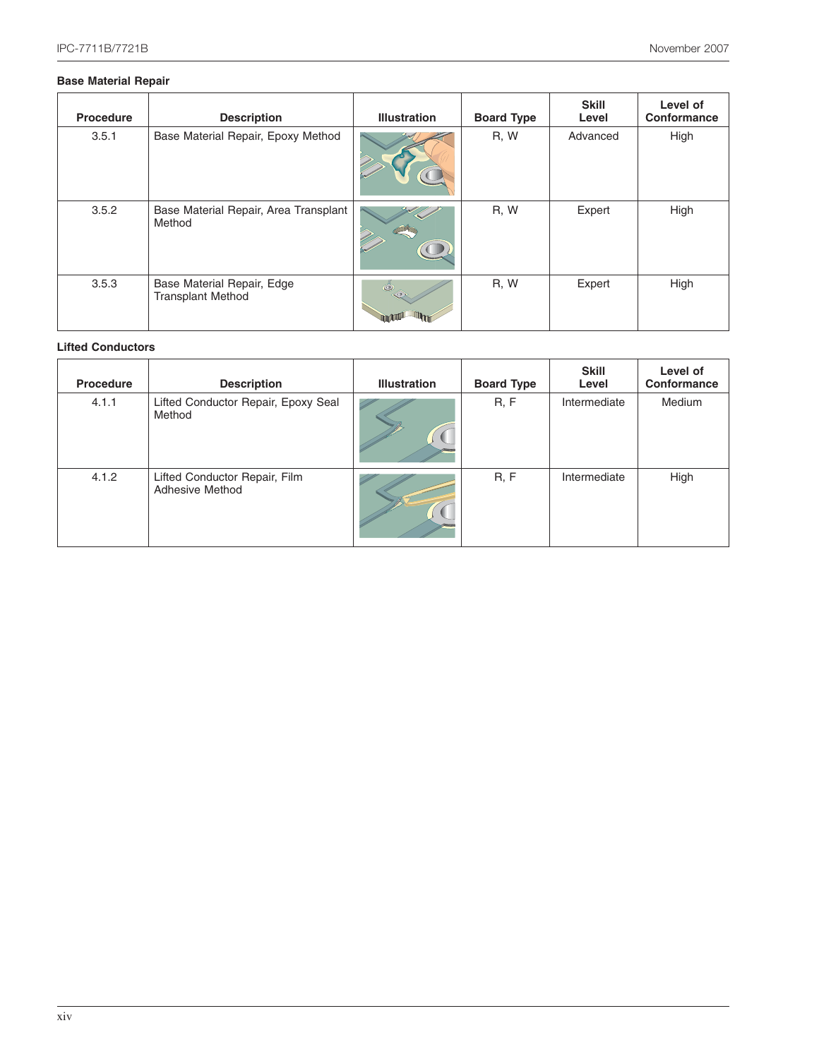### Base Material Repair

| Procedure | Description | Illustration | Board Type | Skill Level | Level of Conformance |
|---|---|---|---|---|---|
| 3.5.1 | Base Material Repair, Epoxy Method | | R, W | Advanced | High |
| 3.5.2 | Base Material Repair, Area Transplant Method | | R, W | Expert | High |
| 3.5.3 | Base Material Repair, Edge Transplant Method | | R, W | Expert | High |

### Lifted Conductors

| Procedure | Description | Illustration | Board Type | Skill Level | Level of Conformance |
|---|---|---|---|---|---|
| 4.1.1 | Lifted Conductor Repair, Epoxy Seal Method | | R, F | Intermediate | Medium |
| 4.1.2 | Lifted Conductor Repair, Film Adhesive Method | | R, F | Intermediate | High |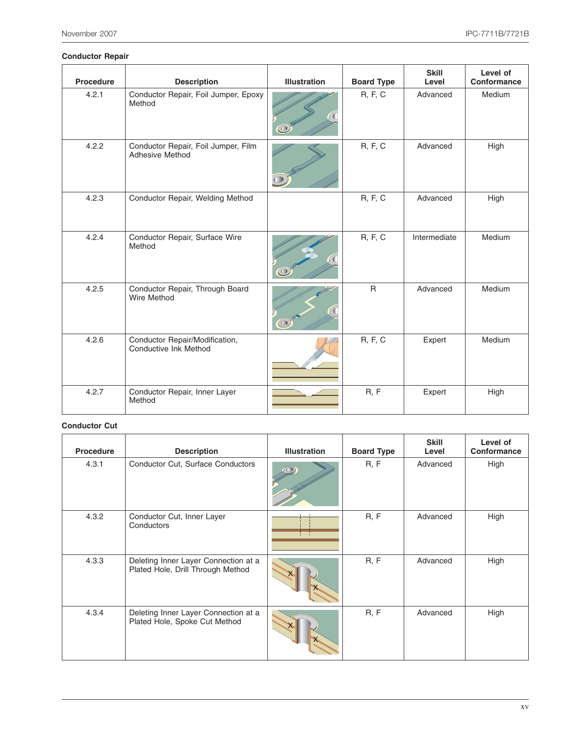**Conductor Repair**

| Procedure | Description | Illustration | Board Type | Skill Level | Level of Conformance |
|---|---|---|---|---|---|
| 4.2.1 | Conductor Repair, Foil Jumper, Epoxy Method | | R, F, C | Advanced | Medium |
| 4.2.2 | Conductor Repair, Foil Jumper, Film Adhesive Method | | R, F, C | Advanced | High |
| 4.2.3 | Conductor Repair, Welding Method | | R, F, C | Advanced | High |
| 4.2.4 | Conductor Repair, Surface Wire Method | | R, F, C | Intermediate | Medium |
| 4.2.5 | Conductor Repair, Through Board Wire Method | | R | Advanced | Medium |
| 4.2.6 | Conductor Repair/Modification, Conductive Ink Method | | R, F, C | Expert | Medium |
| 4.2.7 | Conductor Repair, Inner Layer Method | | R, F | Expert | High |

**Conductor Cut**

| Procedure | Description | Illustration | Board Type | Skill Level | Level of Conformance |
|---|---|---|---|---|---|
| 4.3.1 | Conductor Cut, Surface Conductors | | R, F | Advanced | High |
| 4.3.2 | Conductor Cut, Inner Layer Conductors | | R, F | Advanced | High |
| 4.3.3 | Deleting Inner Layer Connection at a Plated Hole, Drill Through Method | | R, F | Advanced | High |
| 4.3.4 | Deleting Inner Layer Connection at a Plated Hole, Spoke Cut Method | | R, F | Advanced | High |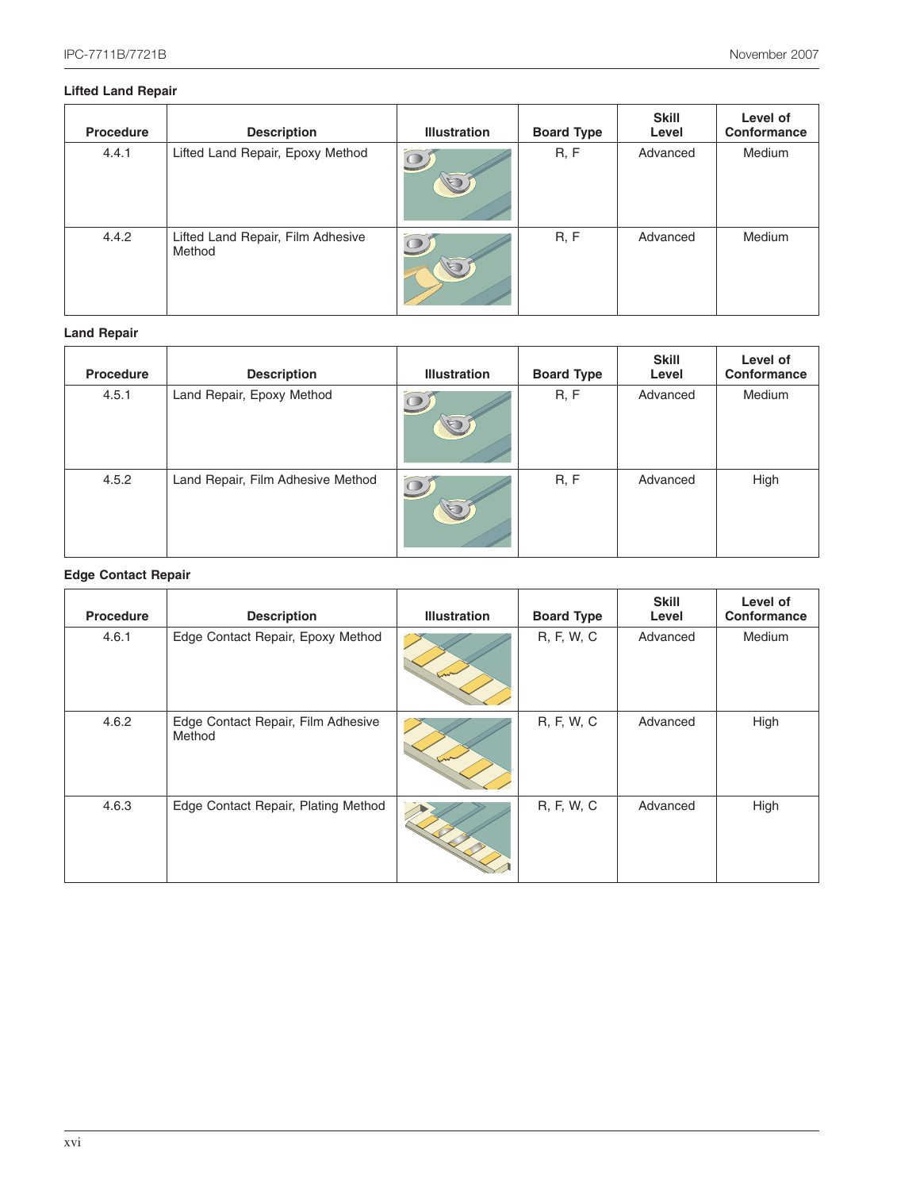**Lifted Land Repair**

| Procedure | Description | Illustration | Board Type | Skill Level | Level of Conformance |
|---|---|---|---|---|---|
| 4.4.1 | Lifted Land Repair, Epoxy Method | | R, F | Advanced | Medium |
| 4.4.2 | Lifted Land Repair, Film Adhesive Method | | R, F | Advanced | Medium |

**Land Repair**

| Procedure | Description | Illustration | Board Type | Skill Level | Level of Conformance |
|---|---|---|---|---|---|
| 4.5.1 | Land Repair, Epoxy Method | | R, F | Advanced | Medium |
| 4.5.2 | Land Repair, Film Adhesive Method | | R, F | Advanced | High |

**Edge Contact Repair**

| Procedure | Description | Illustration | Board Type | Skill Level | Level of Conformance |
|---|---|---|---|---|---|
| 4.6.1 | Edge Contact Repair, Epoxy Method | | R, F, W, C | Advanced | Medium |
| 4.6.2 | Edge Contact Repair, Film Adhesive Method | | R, F, W, C | Advanced | High |
| 4.6.3 | Edge Contact Repair, Plating Method | | R, F, W, C | Advanced | High |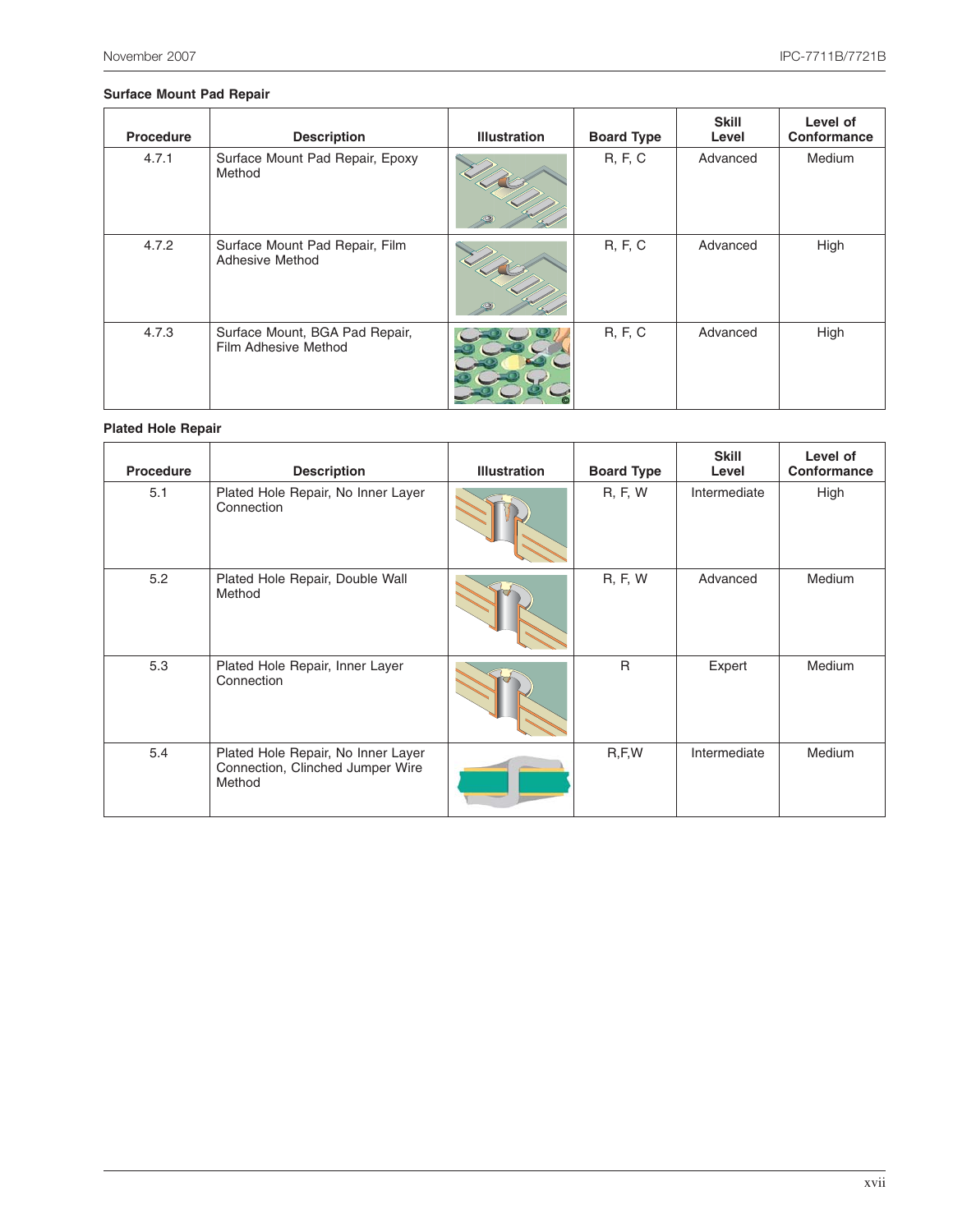**Surface Mount Pad Repair**

| Procedure | Description | Illustration | Board Type | Skill Level | Level of Conformance |
|---|---|---|---|---|---|
| 4.7.1 | Surface Mount Pad Repair, Epoxy Method | | R, F, C | Advanced | Medium |
| 4.7.2 | Surface Mount Pad Repair, Film Adhesive Method | | R, F, C | Advanced | High |
| 4.7.3 | Surface Mount, BGA Pad Repair, Film Adhesive Method | | R, F, C | Advanced | High |

**Plated Hole Repair**

| Procedure | Description | Illustration | Board Type | Skill Level | Level of Conformance |
|---|---|---|---|---|---|
| 5.1 | Plated Hole Repair, No Inner Layer Connection | | R, F, W | Intermediate | High |
| 5.2 | Plated Hole Repair, Double Wall Method | | R, F, W | Advanced | Medium |
| 5.3 | Plated Hole Repair, Inner Layer Connection | | R | Expert | Medium |
| 5.4 | Plated Hole Repair, No Inner Layer Connection, Clinched Jumper Wire Method | | R,F,W | Intermediate | Medium |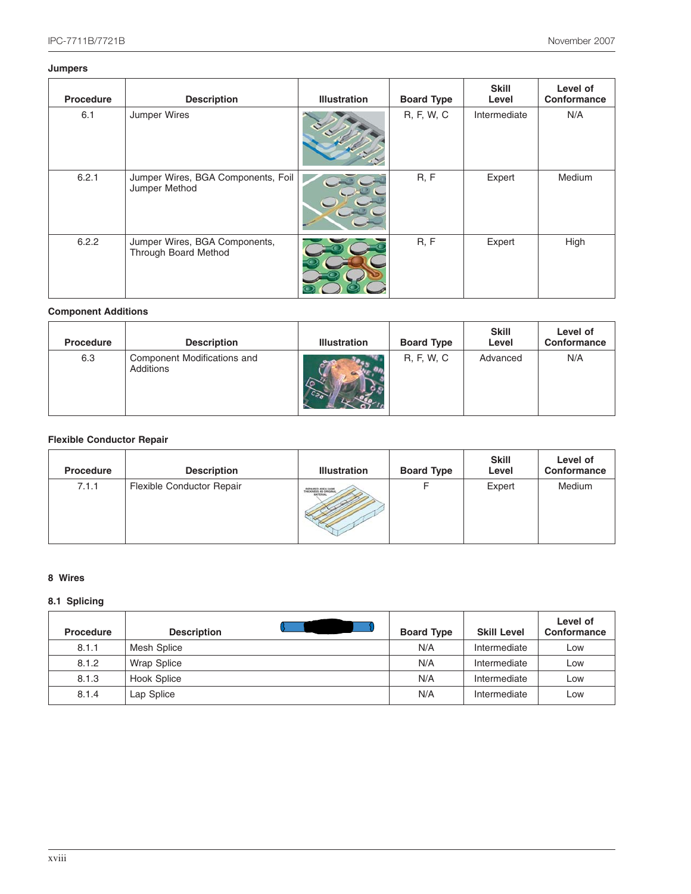**Jumpers**

| Procedure | Description | Illustration | Board Type | Skill Level | Level of Conformance |
|---|---|---|---|---|---|
| 6.1 | Jumper Wires | | R, F, W, C | Intermediate | N/A |
| 6.2.1 | Jumper Wires, BGA Components, Foil Jumper Method | | R, F | Expert | Medium |
| 6.2.2 | Jumper Wires, BGA Components, Through Board Method | | R, F | Expert | High |

**Component Additions**

| Procedure | Description | Illustration | Board Type | Skill Level | Level of Conformance |
|---|---|---|---|---|---|
| 6.3 | Component Modifications and Additions | | R, F, W, C | Advanced | N/A |

**Flexible Conductor Repair**

| Procedure | Description | Illustration | Board Type | Skill Level | Level of Conformance |
|---|---|---|---|---|---|
| 7.1.1 | Flexible Conductor Repair | | F | Expert | Medium |

**8 Wires**

**8.1 Splicing**

| Procedure | Description | Board Type | Skill Level | Level of Conformance |
|---|---|---|---|---|
| 8.1.1 | Mesh Splice | N/A | Intermediate | Low |
| 8.1.2 | Wrap Splice | N/A | Intermediate | Low |
| 8.1.3 | Hook Splice | N/A | Intermediate | Low |
| 8.1.4 | Lap Splice | N/A | Intermediate | Low |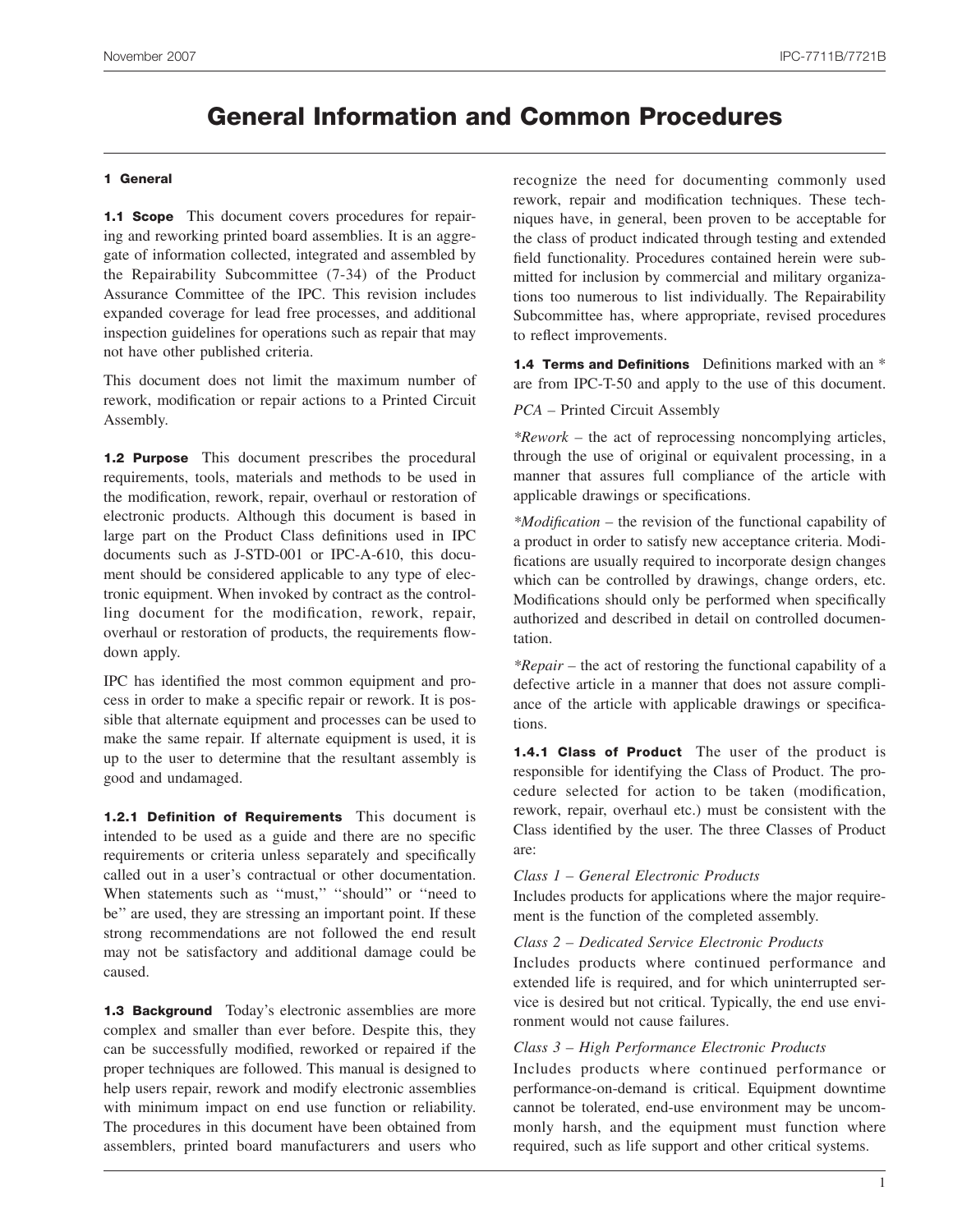# General Information and Common Procedures

## 1 General

**1.1 Scope** This document covers procedures for repairing and reworking printed board assemblies. It is an aggregate of information collected, integrated and assembled by the Repairability Subcommittee (7-34) of the Product Assurance Committee of the IPC. This revision includes expanded coverage for lead free processes, and additional inspection guidelines for operations such as repair that may not have other published criteria.

This document does not limit the maximum number of rework, modification or repair actions to a Printed Circuit Assembly.

**1.2 Purpose** This document prescribes the procedural requirements, tools, materials and methods to be used in the modification, rework, repair, overhaul or restoration of electronic products. Although this document is based in large part on the Product Class definitions used in IPC documents such as J-STD-001 or IPC-A-610, this document should be considered applicable to any type of electronic equipment. When invoked by contract as the controlling document for the modification, rework, repair, overhaul or restoration of products, the requirements flowdown apply.

IPC has identified the most common equipment and process in order to make a specific repair or rework. It is possible that alternate equipment and processes can be used to make the same repair. If alternate equipment is used, it is up to the user to determine that the resultant assembly is good and undamaged.

**1.2.1 Definition of Requirements** This document is intended to be used as a guide and there are no specific requirements or criteria unless separately and specifically called out in a user's contractual or other documentation. When statements such as ''must,'' ''should'' or ''need to be'' are used, they are stressing an important point. If these strong recommendations are not followed the end result may not be satisfactory and additional damage could be caused.

**1.3 Background** Today's electronic assemblies are more complex and smaller than ever before. Despite this, they can be successfully modified, reworked or repaired if the proper techniques are followed. This manual is designed to help users repair, rework and modify electronic assemblies with minimum impact on end use function or reliability. The procedures in this document have been obtained from assemblers, printed board manufacturers and users who recognize the need for documenting commonly used rework, repair and modification techniques. These techniques have, in general, been proven to be acceptable for the class of product indicated through testing and extended field functionality. Procedures contained herein were submitted for inclusion by commercial and military organizations too numerous to list individually. The Repairability Subcommittee has, where appropriate, revised procedures to reflect improvements.

**1.4 Terms and Definitions** Definitions marked with an * are from IPC-T-50 and apply to the use of this document.

*PCA* – Printed Circuit Assembly

*\*Rework* – the act of reprocessing noncomplying articles, through the use of original or equivalent processing, in a manner that assures full compliance of the article with applicable drawings or specifications.

*\*Modification* – the revision of the functional capability of a product in order to satisfy new acceptance criteria. Modifications are usually required to incorporate design changes which can be controlled by drawings, change orders, etc. Modifications should only be performed when specifically authorized and described in detail on controlled documentation.

*\*Repair* – the act of restoring the functional capability of a defective article in a manner that does not assure compliance of the article with applicable drawings or specifications.

**1.4.1 Class of Product** The user of the product is responsible for identifying the Class of Product. The procedure selected for action to be taken (modification, rework, repair, overhaul etc.) must be consistent with the Class identified by the user. The three Classes of Product are:

*Class 1 – General Electronic Products*
Includes products for applications where the major requirement is the function of the completed assembly.

*Class 2 – Dedicated Service Electronic Products*
Includes products where continued performance and extended life is required, and for which uninterrupted service is desired but not critical. Typically, the end use environment would not cause failures.

*Class 3 – High Performance Electronic Products*
Includes products where continued performance or performance-on-demand is critical. Equipment downtime cannot be tolerated, end-use environment may be uncommonly harsh, and the equipment must function where required, such as life support and other critical systems.